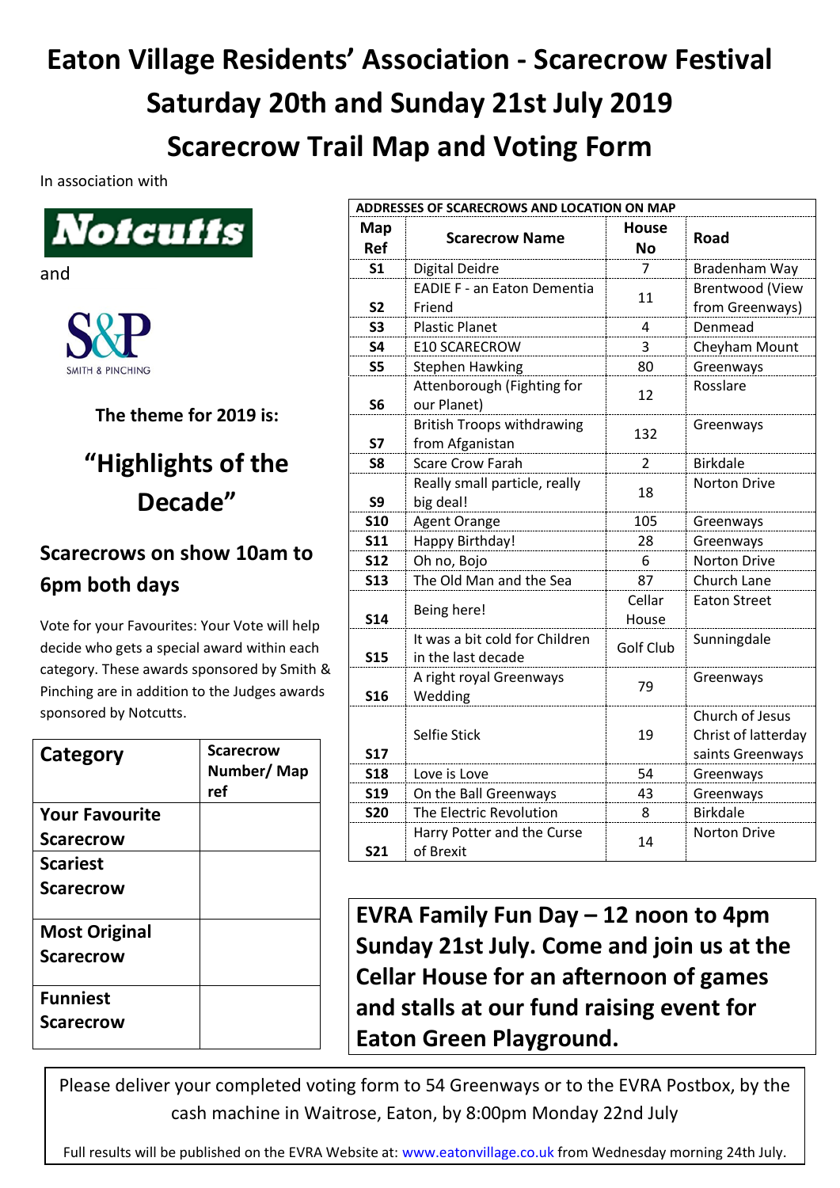# Eaton Village Residents' Association - Scarecrow Festival

# Saturday 20th and Sunday 21st July 2019

# Scarecrow Trail Map and Voting Form

In association with

Notcutts

and

S&P SMITH & PINCHING

**The theme for 2019 is:**

## "Highlights of the Decade"

### Scarecrows on show 10am to 6pm both days

Vote for your Favourites: Your Vote will help decide who gets a special award within each category. These awards sponsored by Smith & Pinching are in addition to the Judges awards sponsored by Notcutts.

| Category | Scarecrow Number/ Map ref |
|---|---|
| Your Favourite Scarecrow | |
| Scariest Scarecrow | |
| Most Original Scarecrow | |
| Funniest Scarecrow | |

**ADDRESSES OF SCARECROWS AND LOCATION ON MAP**

| Map Ref | Scarecrow Name | House No | Road |
|---|---|---|---|
| S1 | Digital Deidre | 7 | Bradenham Way |
| S2 | EADIE F - an Eaton Dementia Friend | 11 | Brentwood (View from Greenways) |
| S3 | Plastic Planet | 4 | Denmead |
| S4 | E10 SCARECROW | 3 | Cheyham Mount |
| S5 | Stephen Hawking | 80 | Greenways |
| S6 | Attenborough (Fighting for our Planet) | 12 | Rosslare |
| S7 | British Troops withdrawing from Afganistan | 132 | Greenways |
| S8 | Scare Crow Farah | 2 | Birkdale |
| S9 | Really small particle, really big deal! | 18 | Norton Drive |
| S10 | Agent Orange | 105 | Greenways |
| S11 | Happy Birthday! | 28 | Greenways |
| S12 | Oh no, Bojo | 6 | Norton Drive |
| S13 | The Old Man and the Sea | 87 | Church Lane |
| S14 | Being here! | Cellar House | Eaton Street |
| S15 | It was a bit cold for Children in the last decade | Golf Club | Sunningdale |
| S16 | A right royal Greenways Wedding | 79 | Greenways |
| S17 | Selfie Stick | 19 | Church of Jesus Christ of latterday saints Greenways |
| S18 | Love is Love | 54 | Greenways |
| S19 | On the Ball Greenways | 43 | Greenways |
| S20 | The Electric Revolution | 8 | Birkdale |
| S21 | Harry Potter and the Curse of Brexit | 14 | Norton Drive |

**EVRA Family Fun Day – 12 noon to 4pm Sunday 21st July. Come and join us at the Cellar House for an afternoon of games and stalls at our fund raising event for Eaton Green Playground.**

Please deliver your completed voting form to 54 Greenways or to the EVRA Postbox, by the cash machine in Waitrose, Eaton, by 8:00pm Monday 22nd July

Full results will be published on the EVRA Website at: www.eatonvillage.co.uk from Wednesday morning 24th July.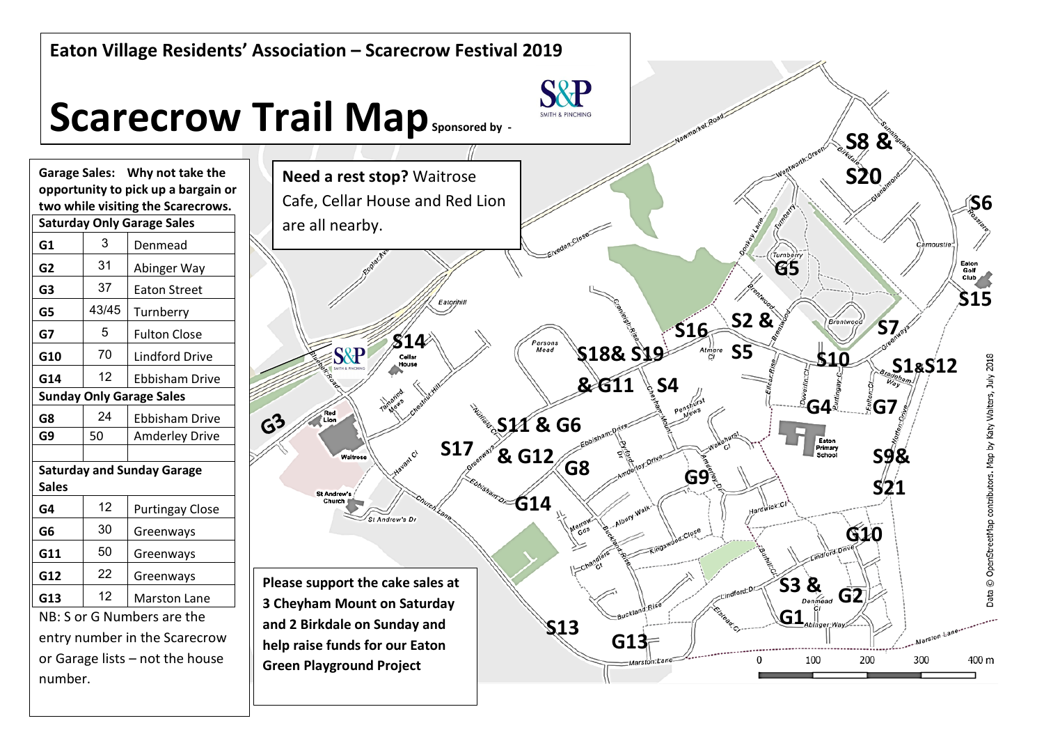Eaton Village Residents' Association – Scarecrow Festival 2019

# Scarecrow Trail Map

Sponsored by - S&P SMITH & PINCHING

**Garage Sales: Why not take the opportunity to pick up a bargain or two while visiting the Scarecrows.**

| | | |
|---|---|---|
| **Saturday Only Garage Sales** | | |
| **G1** | 3 | Denmead |
| **G2** | 31 | Abinger Way |
| **G3** | 37 | Eaton Street |
| **G5** | 43/45 | Turnberry |
| **G7** | 5 | Fulton Close |
| **G10** | 70 | Lindford Drive |
| **G14** | 12 | Ebbisham Drive |
| **Sunday Only Garage Sales** | | |
| **G8** | 24 | Ebbisham Drive |
| **G9** | 50 | Amderley Drive |
| | | |
| **Saturday and Sunday Garage Sales** | | |
| **G4** | 12 | Purtingay Close |
| **G6** | 30 | Greenways |
| **G11** | 50 | Greenways |
| **G12** | 22 | Greenways |
| **G13** | 12 | Marston Lane |

NB: S or G Numbers are the entry number in the Scarecrow or Garage lists – not the house number.

**Need a rest stop?** Waitrose Cafe, Cellar House and Red Lion are all nearby.

**Please support the cake sales at 3 Cheyham Mount on Saturday and 2 Birkdale on Sunday and help raise funds for our Eaton Green Playground Project**

S8 & S20

S6

S15

G5

S2 & S5

S16

S7

S10

S1 & S12

S18 & S19 & G11

S4

G4

G7

S14

S11 & G6

S17 & G12

G3

G8

G9

S9 & S21

G14

G10

S3 & G1

G2

S13

G13

0 100 200 300 400 m

Data © OpenStreetMap contributors. Map by Katy Walters, July 2018